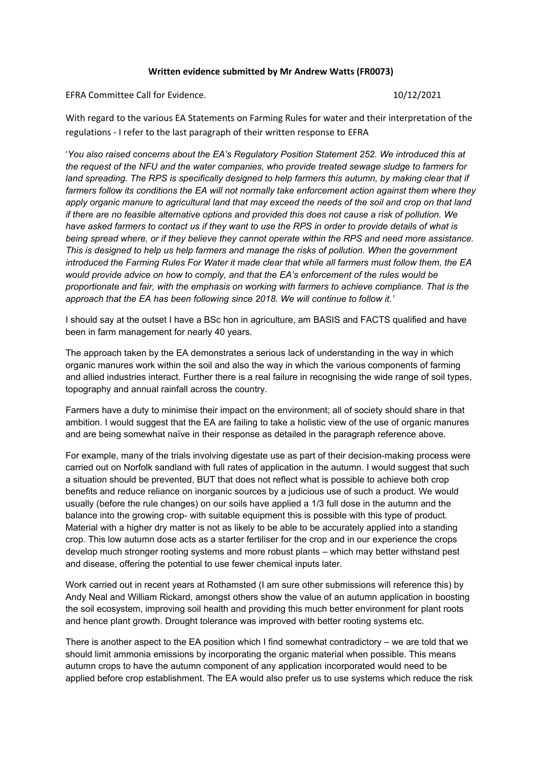**Written evidence submitted by Mr Andrew Watts (FR0073)**

EFRA Committee Call for Evidence. 10/12/2021

With regard to the various EA Statements on Farming Rules for water and their interpretation of the regulations - I refer to the last paragraph of their written response to EFRA

'*You also raised concerns about the EA's Regulatory Position Statement 252. We introduced this at the request of the NFU and the water companies, who provide treated sewage sludge to farmers for land spreading. The RPS is specifically designed to help farmers this autumn, by making clear that if farmers follow its conditions the EA will not normally take enforcement action against them where they apply organic manure to agricultural land that may exceed the needs of the soil and crop on that land if there are no feasible alternative options and provided this does not cause a risk of pollution. We have asked farmers to contact us if they want to use the RPS in order to provide details of what is being spread where, or if they believe they cannot operate within the RPS and need more assistance. This is designed to help us help farmers and manage the risks of pollution. When the government introduced the Farming Rules For Water it made clear that while all farmers must follow them, the EA would provide advice on how to comply, and that the EA's enforcement of the rules would be proportionate and fair, with the emphasis on working with farmers to achieve compliance. That is the approach that the EA has been following since 2018. We will continue to follow it.*'

I should say at the outset I have a BSc hon in agriculture, am BASIS and FACTS qualified and have been in farm management for nearly 40 years.

The approach taken by the EA demonstrates a serious lack of understanding in the way in which organic manures work within the soil and also the way in which the various components of farming and allied industries interact. Further there is a real failure in recognising the wide range of soil types, topography and annual rainfall across the country.

Farmers have a duty to minimise their impact on the environment; all of society should share in that ambition. I would suggest that the EA are failing to take a holistic view of the use of organic manures and are being somewhat naïve in their response as detailed in the paragraph reference above.

For example, many of the trials involving digestate use as part of their decision-making process were carried out on Norfolk sandland with full rates of application in the autumn. I would suggest that such a situation should be prevented, BUT that does not reflect what is possible to achieve both crop benefits and reduce reliance on inorganic sources by a judicious use of such a product. We would usually (before the rule changes) on our soils have applied a 1/3 full dose in the autumn and the balance into the growing crop- with suitable equipment this is possible with this type of product. Material with a higher dry matter is not as likely to be able to be accurately applied into a standing crop. This low autumn dose acts as a starter fertiliser for the crop and in our experience the crops develop much stronger rooting systems and more robust plants – which may better withstand pest and disease, offering the potential to use fewer chemical inputs later.

Work carried out in recent years at Rothamsted (I am sure other submissions will reference this) by Andy Neal and William Rickard, amongst others show the value of an autumn application in boosting the soil ecosystem, improving soil health and providing this much better environment for plant roots and hence plant growth. Drought tolerance was improved with better rooting systems etc.

There is another aspect to the EA position which I find somewhat contradictory – we are told that we should limit ammonia emissions by incorporating the organic material when possible. This means autumn crops to have the autumn component of any application incorporated would need to be applied before crop establishment. The EA would also prefer us to use systems which reduce the risk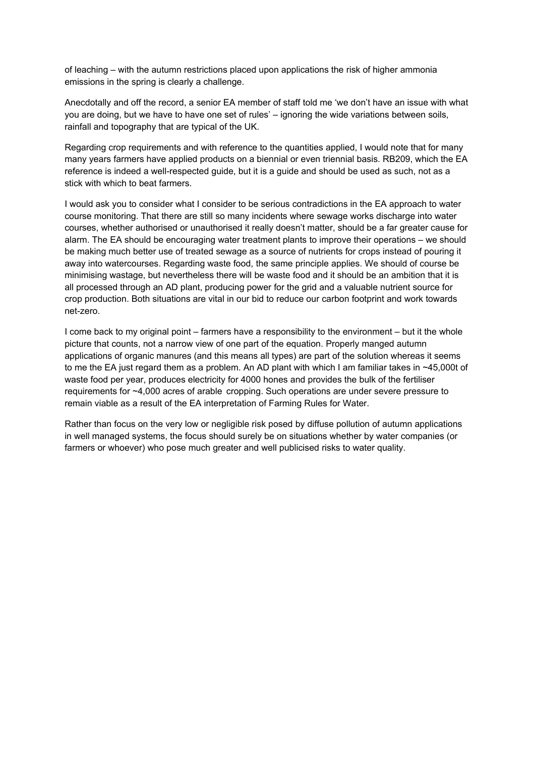of leaching – with the autumn restrictions placed upon applications the risk of higher ammonia emissions in the spring is clearly a challenge.

Anecdotally and off the record, a senior EA member of staff told me 'we don't have an issue with what you are doing, but we have to have one set of rules' – ignoring the wide variations between soils, rainfall and topography that are typical of the UK.

Regarding crop requirements and with reference to the quantities applied, I would note that for many many years farmers have applied products on a biennial or even triennial basis. RB209, which the EA reference is indeed a well-respected guide, but it is a guide and should be used as such, not as a stick with which to beat farmers.

I would ask you to consider what I consider to be serious contradictions in the EA approach to water course monitoring. That there are still so many incidents where sewage works discharge into water courses, whether authorised or unauthorised it really doesn't matter, should be a far greater cause for alarm. The EA should be encouraging water treatment plants to improve their operations – we should be making much better use of treated sewage as a source of nutrients for crops instead of pouring it away into watercourses. Regarding waste food, the same principle applies. We should of course be minimising wastage, but nevertheless there will be waste food and it should be an ambition that it is all processed through an AD plant, producing power for the grid and a valuable nutrient source for crop production. Both situations are vital in our bid to reduce our carbon footprint and work towards net-zero.

I come back to my original point – farmers have a responsibility to the environment – but it the whole picture that counts, not a narrow view of one part of the equation. Properly manged autumn applications of organic manures (and this means all types) are part of the solution whereas it seems to me the EA just regard them as a problem. An AD plant with which I am familiar takes in ~45,000t of waste food per year, produces electricity for 4000 hones and provides the bulk of the fertiliser requirements for ~4,000 acres of arable cropping. Such operations are under severe pressure to remain viable as a result of the EA interpretation of Farming Rules for Water.

Rather than focus on the very low or negligible risk posed by diffuse pollution of autumn applications in well managed systems, the focus should surely be on situations whether by water companies (or farmers or whoever) who pose much greater and well publicised risks to water quality.